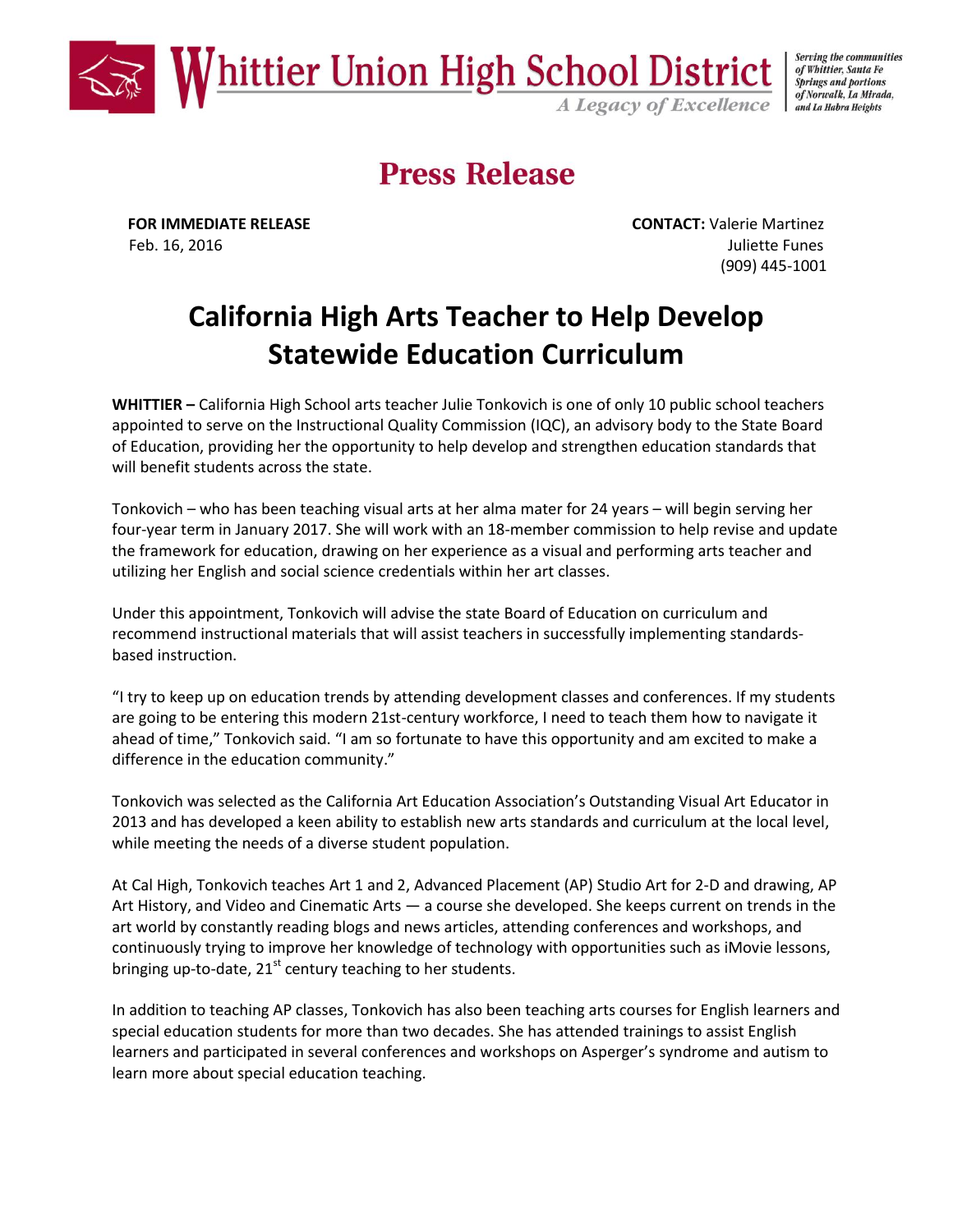**Whittier Union High School District**
*A Legacy of Excellence*

*Serving the communities of Whittier, Santa Fe Springs and portions of Norwalk, La Mirada, and La Habra Heights*

# Press Release

**FOR IMMEDIATE RELEASE**
Feb. 16, 2016

**CONTACT:** Valerie Martinez
Juliette Funes
(909) 445-1001

## California High Arts Teacher to Help Develop Statewide Education Curriculum

**WHITTIER –** California High School arts teacher Julie Tonkovich is one of only 10 public school teachers appointed to serve on the Instructional Quality Commission (IQC), an advisory body to the State Board of Education, providing her the opportunity to help develop and strengthen education standards that will benefit students across the state.

Tonkovich – who has been teaching visual arts at her alma mater for 24 years – will begin serving her four-year term in January 2017. She will work with an 18-member commission to help revise and update the framework for education, drawing on her experience as a visual and performing arts teacher and utilizing her English and social science credentials within her art classes.

Under this appointment, Tonkovich will advise the state Board of Education on curriculum and recommend instructional materials that will assist teachers in successfully implementing standards-based instruction.

"I try to keep up on education trends by attending development classes and conferences. If my students are going to be entering this modern 21st-century workforce, I need to teach them how to navigate it ahead of time," Tonkovich said. "I am so fortunate to have this opportunity and am excited to make a difference in the education community."

Tonkovich was selected as the California Art Education Association's Outstanding Visual Art Educator in 2013 and has developed a keen ability to establish new arts standards and curriculum at the local level, while meeting the needs of a diverse student population.

At Cal High, Tonkovich teaches Art 1 and 2, Advanced Placement (AP) Studio Art for 2-D and drawing, AP Art History, and Video and Cinematic Arts — a course she developed. She keeps current on trends in the art world by constantly reading blogs and news articles, attending conferences and workshops, and continuously trying to improve her knowledge of technology with opportunities such as iMovie lessons, bringing up-to-date, 21st century teaching to her students.

In addition to teaching AP classes, Tonkovich has also been teaching arts courses for English learners and special education students for more than two decades. She has attended trainings to assist English learners and participated in several conferences and workshops on Asperger's syndrome and autism to learn more about special education teaching.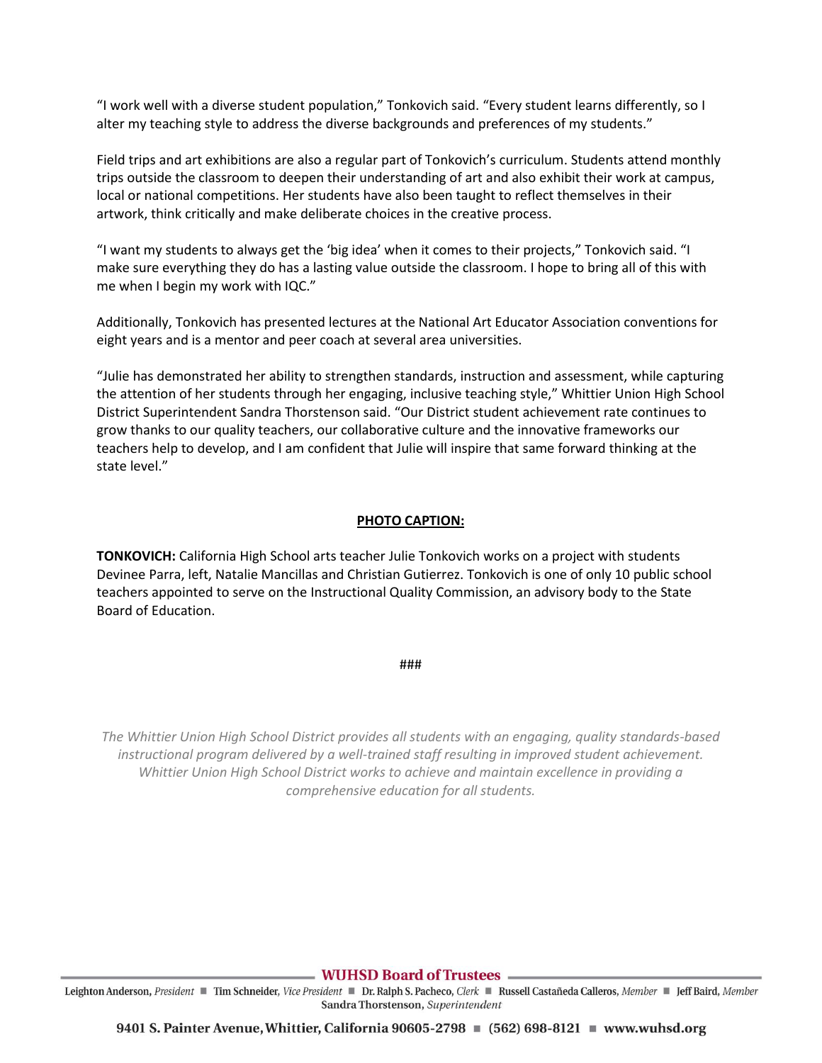"I work well with a diverse student population," Tonkovich said. "Every student learns differently, so I alter my teaching style to address the diverse backgrounds and preferences of my students."

Field trips and art exhibitions are also a regular part of Tonkovich's curriculum. Students attend monthly trips outside the classroom to deepen their understanding of art and also exhibit their work at campus, local or national competitions. Her students have also been taught to reflect themselves in their artwork, think critically and make deliberate choices in the creative process.

"I want my students to always get the 'big idea' when it comes to their projects," Tonkovich said. "I make sure everything they do has a lasting value outside the classroom. I hope to bring all of this with me when I begin my work with IQC."

Additionally, Tonkovich has presented lectures at the National Art Educator Association conventions for eight years and is a mentor and peer coach at several area universities.

"Julie has demonstrated her ability to strengthen standards, instruction and assessment, while capturing the attention of her students through her engaging, inclusive teaching style," Whittier Union High School District Superintendent Sandra Thorstenson said. "Our District student achievement rate continues to grow thanks to our quality teachers, our collaborative culture and the innovative frameworks our teachers help to develop, and I am confident that Julie will inspire that same forward thinking at the state level."

**PHOTO CAPTION:**

**TONKOVICH:** California High School arts teacher Julie Tonkovich works on a project with students Devinee Parra, left, Natalie Mancillas and Christian Gutierrez. Tonkovich is one of only 10 public school teachers appointed to serve on the Instructional Quality Commission, an advisory body to the State Board of Education.

###

*The Whittier Union High School District provides all students with an engaging, quality standards-based instructional program delivered by a well-trained staff resulting in improved student achievement. Whittier Union High School District works to achieve and maintain excellence in providing a comprehensive education for all students.*

**WUHSD Board of Trustees**

**Leighton Anderson**, *President* ■ **Tim Schneider**, *Vice President* ■ **Dr. Ralph S. Pacheco**, *Clerk* ■ **Russell Castañeda Calleros**, *Member* ■ **Jeff Baird**, *Member*
**Sandra Thorstenson**, *Superintendent*

**9401 S. Painter Avenue, Whittier, California 90605-2798 ■ (562) 698-8121 ■ www.wuhsd.org**